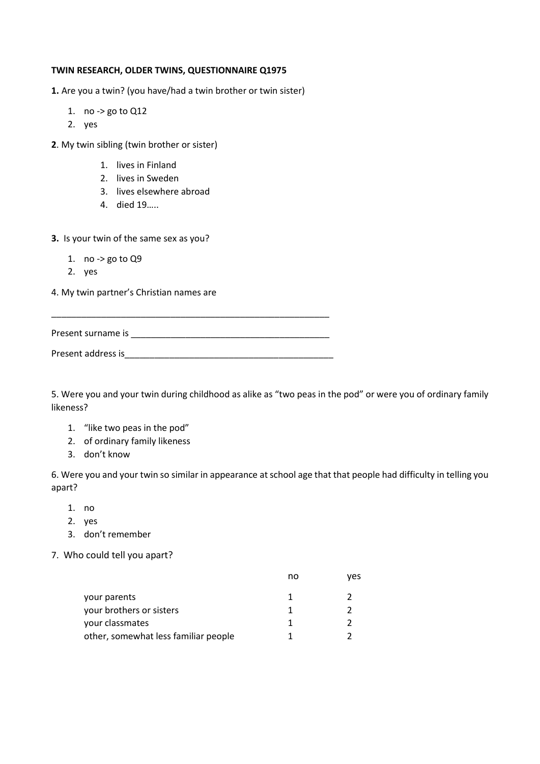**TWIN RESEARCH, OLDER TWINS, QUESTIONNAIRE Q1975**

**1.** Are you a twin? (you have/had a twin brother or twin sister)

1. no -> go to Q12
2. yes

**2**. My twin sibling (twin brother or sister)

1. lives in Finland
2. lives in Sweden
3. lives elsewhere abroad
4. died 19…..

**3.** Is your twin of the same sex as you?

1. no -> go to Q9
2. yes

4. My twin partner's Christian names are

\_\_\_\_\_\_\_\_\_\_\_\_\_\_\_\_\_\_\_\_\_\_\_\_\_\_\_\_\_\_\_\_\_\_\_\_\_\_\_\_\_\_\_\_\_\_\_\_\_\_\_\_\_\_\_\_\_\_

Present surname is \_\_\_\_\_\_\_\_\_\_\_\_\_\_\_\_\_\_\_\_\_\_\_\_\_\_\_\_\_\_\_\_\_\_\_\_\_\_\_\_\_\_

Present address is\_\_\_\_\_\_\_\_\_\_\_\_\_\_\_\_\_\_\_\_\_\_\_\_\_\_\_\_\_\_\_\_\_\_\_\_\_\_\_\_\_\_\_\_

5. Were you and your twin during childhood as alike as "two peas in the pod" or were you of ordinary family likeness?

1. "like two peas in the pod"
2. of ordinary family likeness
3. don't know

6. Were you and your twin so similar in appearance at school age that that people had difficulty in telling you apart?

1. no
2. yes
3. don't remember

7. Who could tell you apart?

| | no | yes |
|---|---|---|
| your parents | 1 | 2 |
| your brothers or sisters | 1 | 2 |
| your classmates | 1 | 2 |
| other, somewhat less familiar people | 1 | 2 |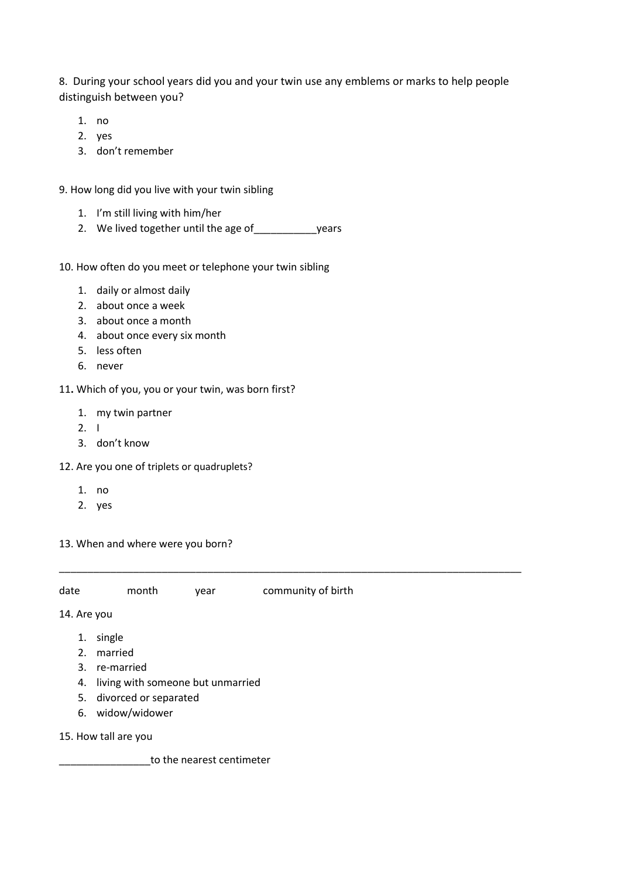8. During your school years did you and your twin use any emblems or marks to help people distinguish between you?

1. no
2. yes
3. don't remember

9. How long did you live with your twin sibling

1. I'm still living with him/her
2. We lived together until the age of___________years

10. How often do you meet or telephone your twin sibling

1. daily or almost daily
2. about once a week
3. about once a month
4. about once every six month
5. less often
6. never

11. Which of you, you or your twin, was born first?

1. my twin partner
2. I
3. don't know

12. Are you one of triplets or quadruplets?

1. no
2. yes

13. When and where were you born?

_____________________________________________________________________________________

date month year community of birth

14. Are you

1. single
2. married
3. re-married
4. living with someone but unmarried
5. divorced or separated
6. widow/widower

15. How tall are you

________________to the nearest centimeter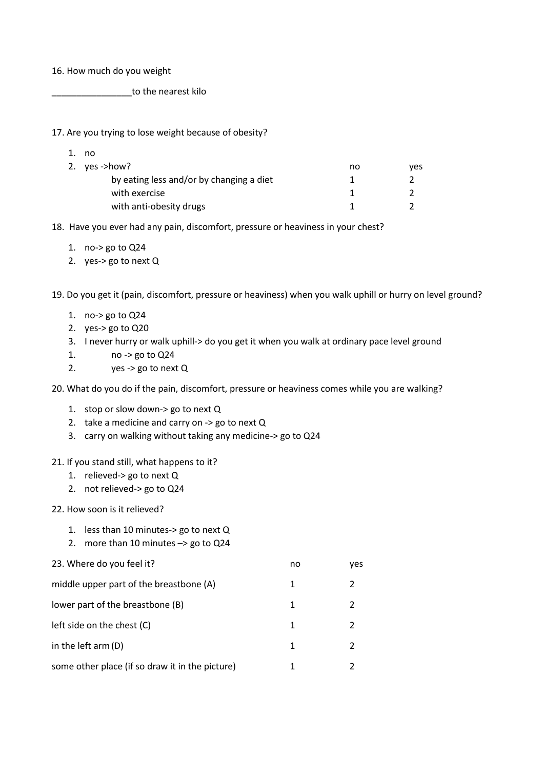16. How much do you weight

________________to the nearest kilo

17. Are you trying to lose weight because of obesity?

1. no
2. yes ->how?

| | no | yes |
|---|---|---|
| by eating less and/or by changing a diet | 1 | 2 |
| with exercise | 1 | 2 |
| with anti-obesity drugs | 1 | 2 |

18. Have you ever had any pain, discomfort, pressure or heaviness in your chest?

1. no-> go to Q24
2. yes-> go to next Q

19. Do you get it (pain, discomfort, pressure or heaviness) when you walk uphill or hurry on level ground?

1. no-> go to Q24
2. yes-> go to Q20
3. I never hurry or walk uphill-> do you get it when you walk at ordinary pace level ground
   1. no -> go to Q24
   2. yes -> go to next Q

20. What do you do if the pain, discomfort, pressure or heaviness comes while you are walking?

1. stop or slow down-> go to next Q
2. take a medicine and carry on -> go to next Q
3. carry on walking without taking any medicine-> go to Q24

21. If you stand still, what happens to it?

1. relieved-> go to next Q
2. not relieved-> go to Q24

22. How soon is it relieved?

1. less than 10 minutes-> go to next Q
2. more than 10 minutes –> go to Q24

| 23. Where do you feel it? | no | yes |
|---|---|---|
| middle upper part of the breastbone (A) | 1 | 2 |
| lower part of the breastbone (B) | 1 | 2 |
| left side on the chest (C) | 1 | 2 |
| in the left arm (D) | 1 | 2 |
| some other place (if so draw it in the picture) | 1 | 2 |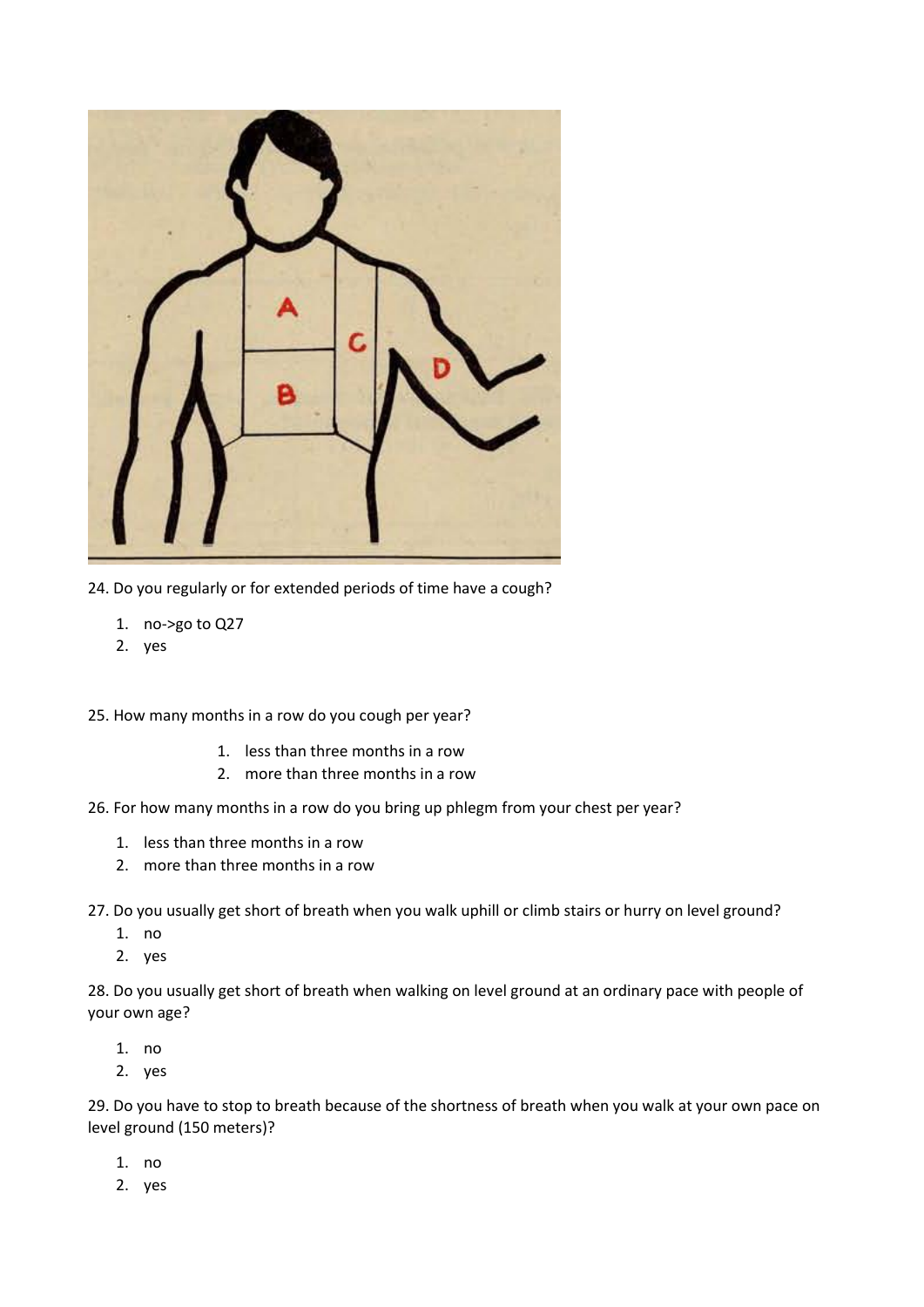24. Do you regularly or for extended periods of time have a cough?

1. no->go to Q27
2. yes

25. How many months in a row do you cough per year?

1. less than three months in a row
2. more than three months in a row

26. For how many months in a row do you bring up phlegm from your chest per year?

1. less than three months in a row
2. more than three months in a row

27. Do you usually get short of breath when you walk uphill or climb stairs or hurry on level ground?

1. no
2. yes

28. Do you usually get short of breath when walking on level ground at an ordinary pace with people of your own age?

1. no
2. yes

29. Do you have to stop to breath because of the shortness of breath when you walk at your own pace on level ground (150 meters)?

1. no
2. yes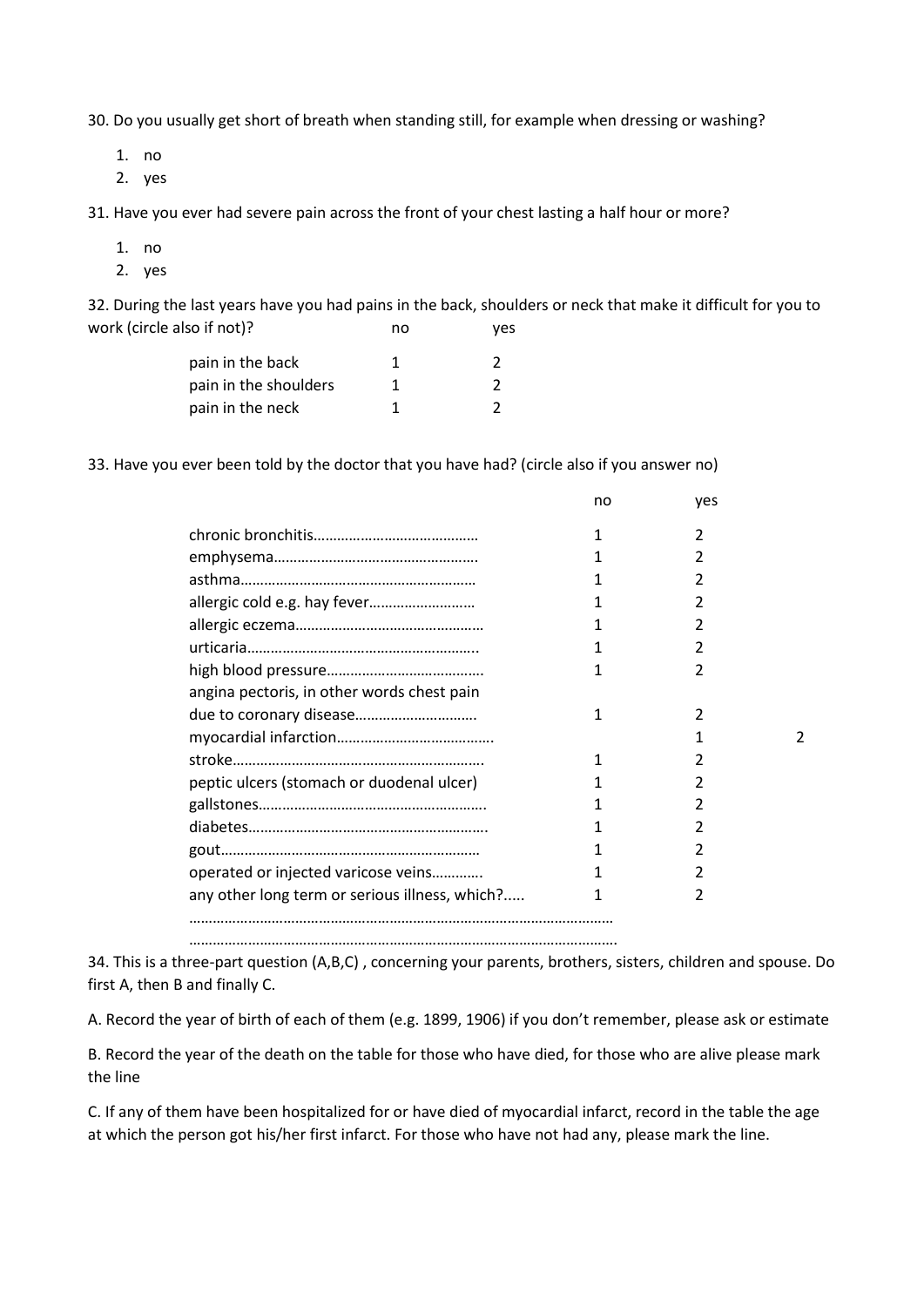30. Do you usually get short of breath when standing still, for example when dressing or washing?

1. no
2. yes

31. Have you ever had severe pain across the front of your chest lasting a half hour or more?

1. no
2. yes

32. During the last years have you had pains in the back, shoulders or neck that make it difficult for you to work (circle also if not)?

| | no | yes |
|---|---|---|
| pain in the back | 1 | 2 |
| pain in the shoulders | 1 | 2 |
| pain in the neck | 1 | 2 |

33. Have you ever been told by the doctor that you have had? (circle also if you answer no)

| | no | yes | |
|---|---|---|---|
| chronic bronchitis…………………………………… | 1 | 2 | |
| emphysema…………………………………………… | 1 | 2 | |
| asthma…………………………………………………… | 1 | 2 | |
| allergic cold e.g. hay fever……………………… | 1 | 2 | |
| allergic eczema………………………………………… | 1 | 2 | |
| urticaria………………………………………………….. | 1 | 2 | |
| high blood pressure………………………………… | 1 | 2 | |
| angina pectoris, in other words chest pain due to coronary disease…………………………. | 1 | 2 | |
| myocardial infarction…………………………………. | | 1 | 2 |
| stroke………………………………………………………. | 1 | 2 | |
| peptic ulcers (stomach or duodenal ulcer) | 1 | 2 | |
| gallstones…………………………………………………. | 1 | 2 | |
| diabetes……………………………………………………. | 1 | 2 | |
| gout………………………………………………………… | 1 | 2 | |
| operated or injected varicose veins………… | 1 | 2 | |
| any other long term or serious illness, which?..... | 1 | 2 | |

………………………………………………………………………………………………

………………………………………………………………………………………………

34. This is a three-part question (A,B,C) , concerning your parents, brothers, sisters, children and spouse. Do first A, then B and finally C.

A. Record the year of birth of each of them (e.g. 1899, 1906) if you don't remember, please ask or estimate

B. Record the year of the death on the table for those who have died, for those who are alive please mark the line

C. If any of them have been hospitalized for or have died of myocardial infarct, record in the table the age at which the person got his/her first infarct. For those who have not had any, please mark the line.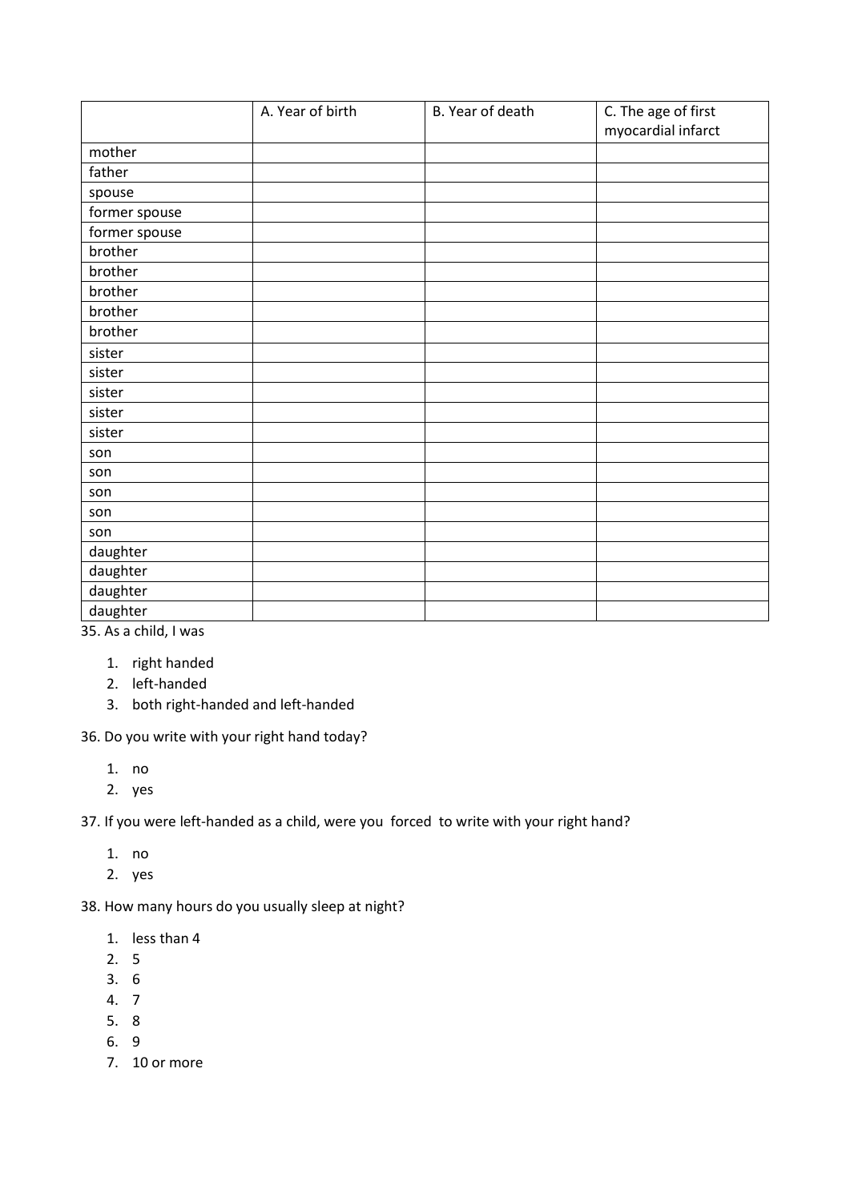| | A. Year of birth | B. Year of death | C. The age of first myocardial infarct |
|---|---|---|---|
| mother | | | |
| father | | | |
| spouse | | | |
| former spouse | | | |
| former spouse | | | |
| brother | | | |
| brother | | | |
| brother | | | |
| brother | | | |
| brother | | | |
| sister | | | |
| sister | | | |
| sister | | | |
| sister | | | |
| sister | | | |
| son | | | |
| son | | | |
| son | | | |
| son | | | |
| son | | | |
| daughter | | | |
| daughter | | | |
| daughter | | | |
| daughter | | | |

35. As a child, I was

1. right handed
2. left-handed
3. both right-handed and left-handed

36. Do you write with your right hand today?

1. no
2. yes

37. If you were left-handed as a child, were you forced to write with your right hand?

1. no
2. yes

38. How many hours do you usually sleep at night?

1. less than 4
2. 5
3. 6
4. 7
5. 8
6. 9
7. 10 or more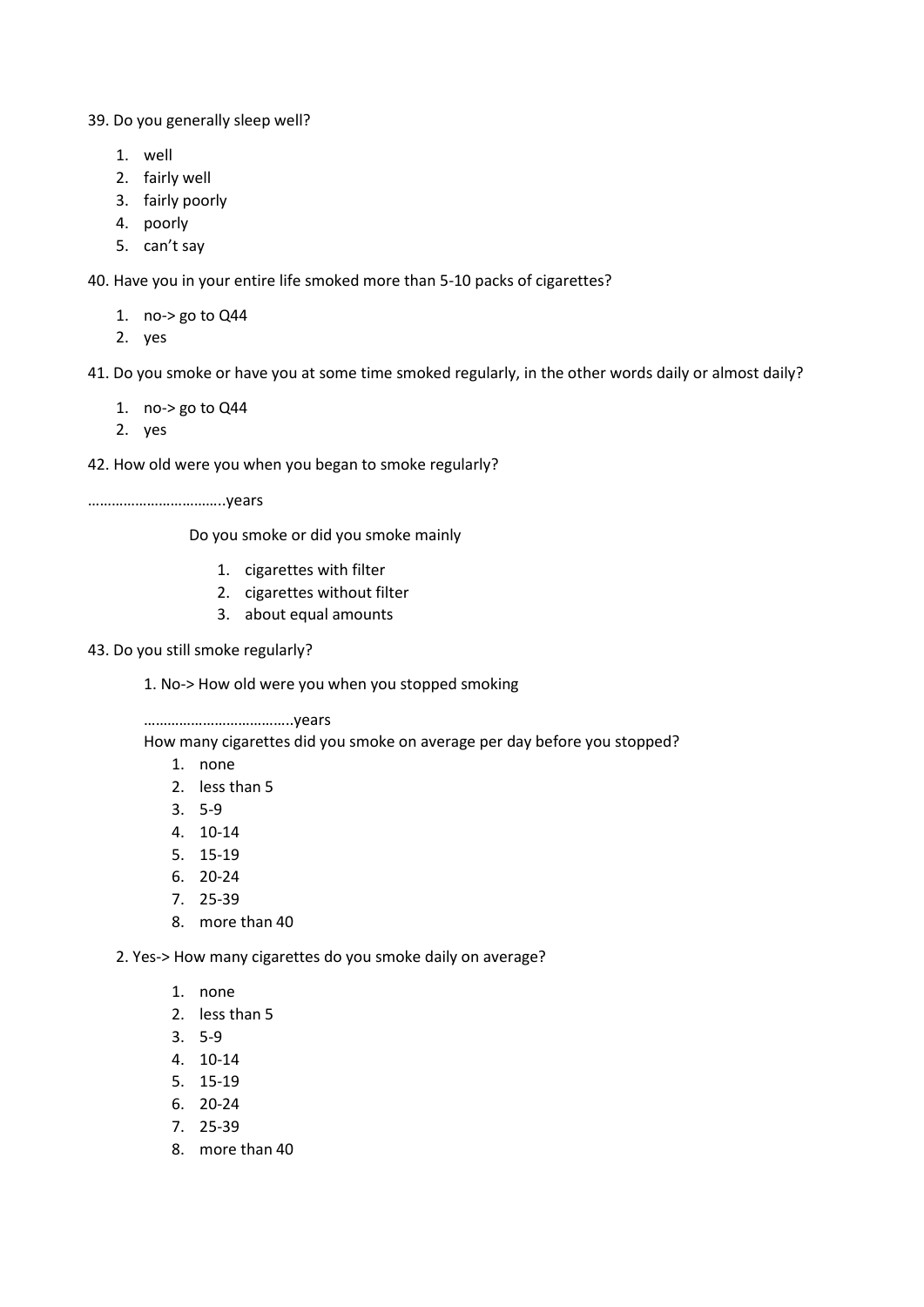39. Do you generally sleep well?

1. well
2. fairly well
3. fairly poorly
4. poorly
5. can't say

40. Have you in your entire life smoked more than 5-10 packs of cigarettes?

1. no-> go to Q44
2. yes

41. Do you smoke or have you at some time smoked regularly, in the other words daily or almost daily?

1. no-> go to Q44
2. yes

42. How old were you when you began to smoke regularly?

……………………………..years

Do you smoke or did you smoke mainly

1. cigarettes with filter
2. cigarettes without filter
3. about equal amounts

43. Do you still smoke regularly?

1. No-> How old were you when you stopped smoking

   ………………………………..years

   How many cigarettes did you smoke on average per day before you stopped?

   1. none
   2. less than 5
   3. 5-9
   4. 10-14
   5. 15-19
   6. 20-24
   7. 25-39
   8. more than 40

2. Yes-> How many cigarettes do you smoke daily on average?

   1. none
   2. less than 5
   3. 5-9
   4. 10-14
   5. 15-19
   6. 20-24
   7. 25-39
   8. more than 40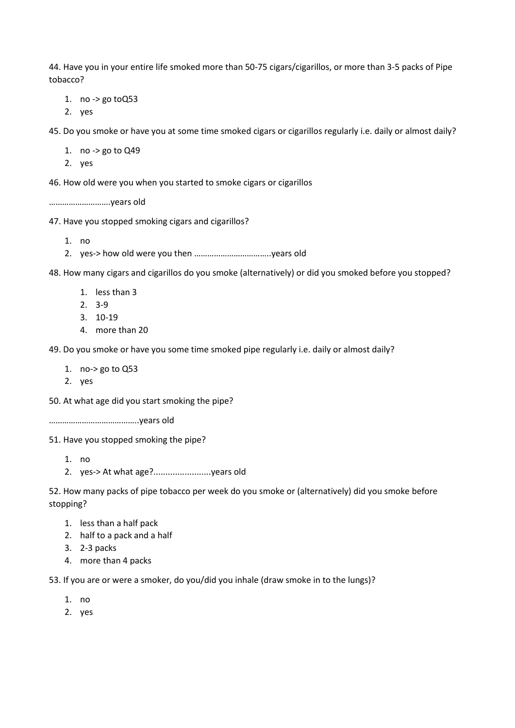44. Have you in your entire life smoked more than 50-75 cigars/cigarillos, or more than 3-5 packs of Pipe tobacco?

1. no -> go toQ53
2. yes

45. Do you smoke or have you at some time smoked cigars or cigarillos regularly i.e. daily or almost daily?

1. no -> go to Q49
2. yes

46. How old were you when you started to smoke cigars or cigarillos

……………………….years old

47. Have you stopped smoking cigars and cigarillos?

1. no
2. yes-> how old were you then ……………………………..years old

48. How many cigars and cigarillos do you smoke (alternatively) or did you smoked before you stopped?

1. less than 3
2. 3-9
3. 10-19
4. more than 20

49. Do you smoke or have you some time smoked pipe regularly i.e. daily or almost daily?

1. no-> go to Q53
2. yes

50. At what age did you start smoking the pipe?

…………………………………..years old

51. Have you stopped smoking the pipe?

1. no
2. yes-> At what age?........................years old

52. How many packs of pipe tobacco per week do you smoke or (alternatively) did you smoke before stopping?

1. less than a half pack
2. half to a pack and a half
3. 2-3 packs
4. more than 4 packs

53. If you are or were a smoker, do you/did you inhale (draw smoke in to the lungs)?

1. no
2. yes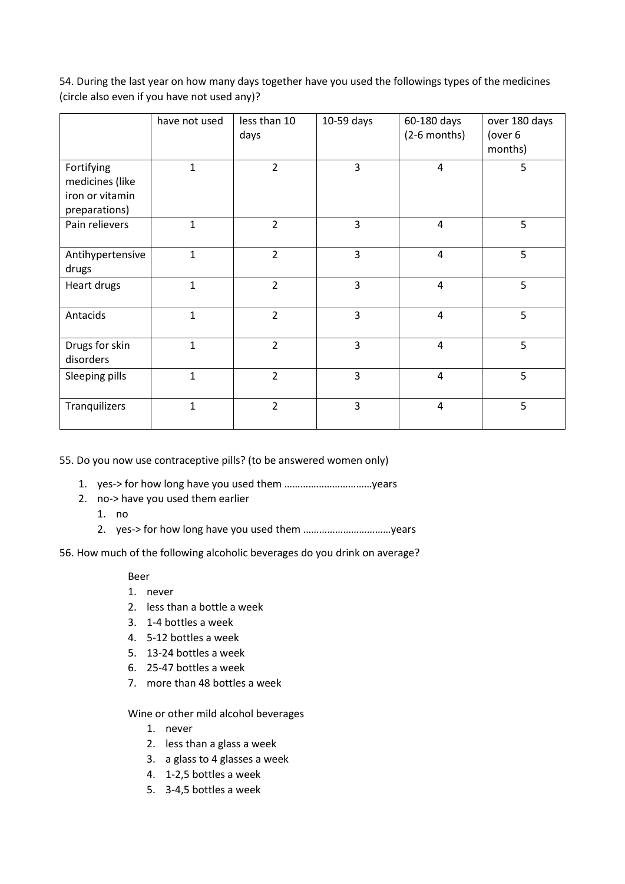54. During the last year on how many days together have you used the followings types of the medicines (circle also even if you have not used any)?

| | have not used | less than 10 days | 10-59 days | 60-180 days (2-6 months) | over 180 days (over 6 months) |
|---|---|---|---|---|---|
| Fortifying medicines (like iron or vitamin preparations) | 1 | 2 | 3 | 4 | 5 |
| Pain relievers | 1 | 2 | 3 | 4 | 5 |
| Antihypertensive drugs | 1 | 2 | 3 | 4 | 5 |
| Heart drugs | 1 | 2 | 3 | 4 | 5 |
| Antacids | 1 | 2 | 3 | 4 | 5 |
| Drugs for skin disorders | 1 | 2 | 3 | 4 | 5 |
| Sleeping pills | 1 | 2 | 3 | 4 | 5 |
| Tranquilizers | 1 | 2 | 3 | 4 | 5 |

55. Do you now use contraceptive pills? (to be answered women only)

1. yes-> for how long have you used them ……………………………years
2. no-> have you used them earlier
   1. no
   2. yes-> for how long have you used them ……………………………years

56. How much of the following alcoholic beverages do you drink on average?

Beer

1. never
2. less than a bottle a week
3. 1-4 bottles a week
4. 5-12 bottles a week
5. 13-24 bottles a week
6. 25-47 bottles a week
7. more than 48 bottles a week

Wine or other mild alcohol beverages

1. never
2. less than a glass a week
3. a glass to 4 glasses a week
4. 1-2,5 bottles a week
5. 3-4,5 bottles a week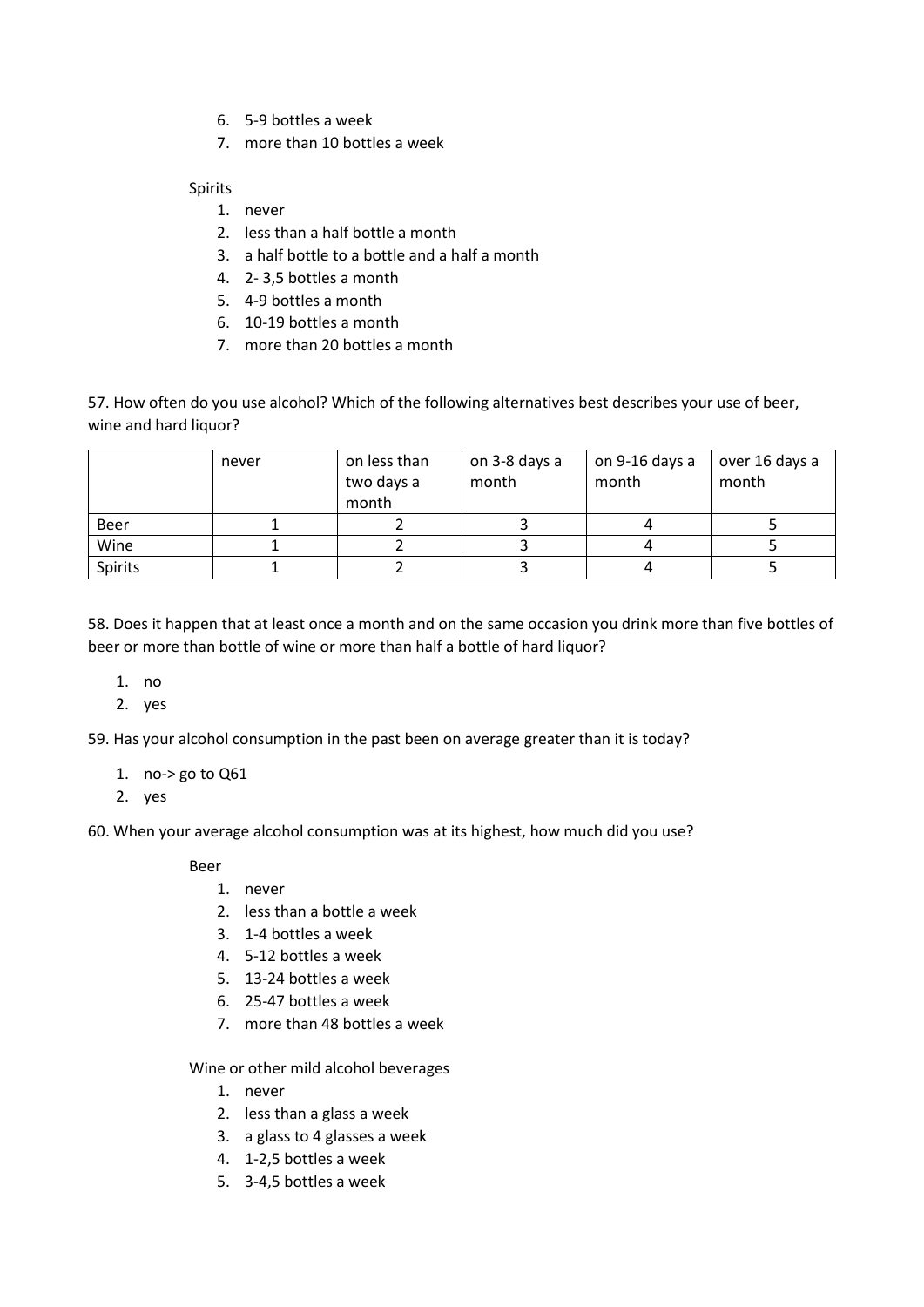6. 5-9 bottles a week
7. more than 10 bottles a week

Spirits

1. never
2. less than a half bottle a month
3. a half bottle to a bottle and a half a month
4. 2- 3,5 bottles a month
5. 4-9 bottles a month
6. 10-19 bottles a month
7. more than 20 bottles a month

57. How often do you use alcohol? Which of the following alternatives best describes your use of beer, wine and hard liquor?

| | never | on less than two days a month | on 3-8 days a month | on 9-16 days a month | over 16 days a month |
|---|---|---|---|---|---|
| Beer | 1 | 2 | 3 | 4 | 5 |
| Wine | 1 | 2 | 3 | 4 | 5 |
| Spirits | 1 | 2 | 3 | 4 | 5 |

58. Does it happen that at least once a month and on the same occasion you drink more than five bottles of beer or more than bottle of wine or more than half a bottle of hard liquor?

1. no
2. yes

59. Has your alcohol consumption in the past been on average greater than it is today?

1. no-> go to Q61
2. yes

60. When your average alcohol consumption was at its highest, how much did you use?

Beer

1. never
2. less than a bottle a week
3. 1-4 bottles a week
4. 5-12 bottles a week
5. 13-24 bottles a week
6. 25-47 bottles a week
7. more than 48 bottles a week

Wine or other mild alcohol beverages

1. never
2. less than a glass a week
3. a glass to 4 glasses a week
4. 1-2,5 bottles a week
5. 3-4,5 bottles a week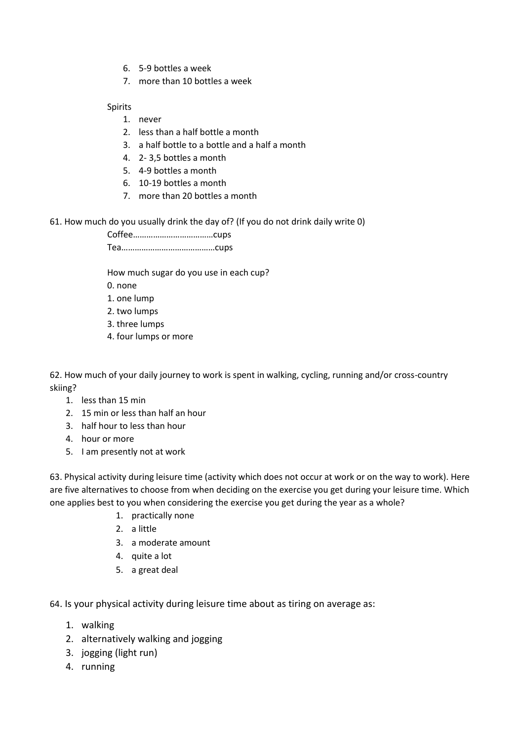6. 5-9 bottles a week
7. more than 10 bottles a week

Spirits

1. never
2. less than a half bottle a month
3. a half bottle to a bottle and a half a month
4. 2- 3,5 bottles a month
5. 4-9 bottles a month
6. 10-19 bottles a month
7. more than 20 bottles a month

61. How much do you usually drink the day of? (If you do not drink daily write 0)

Coffee………………………………cups
Tea……………………………………cups

How much sugar do you use in each cup?
0. none
1. one lump
2. two lumps
3. three lumps
4. four lumps or more

62. How much of your daily journey to work is spent in walking, cycling, running and/or cross-country skiing?

1. less than 15 min
2. 15 min or less than half an hour
3. half hour to less than hour
4. hour or more
5. I am presently not at work

63. Physical activity during leisure time (activity which does not occur at work or on the way to work). Here are five alternatives to choose from when deciding on the exercise you get during your leisure time. Which one applies best to you when considering the exercise you get during the year as a whole?

1. practically none
2. a little
3. a moderate amount
4. quite a lot
5. a great deal

64. Is your physical activity during leisure time about as tiring on average as:

1. walking
2. alternatively walking and jogging
3. jogging (light run)
4. running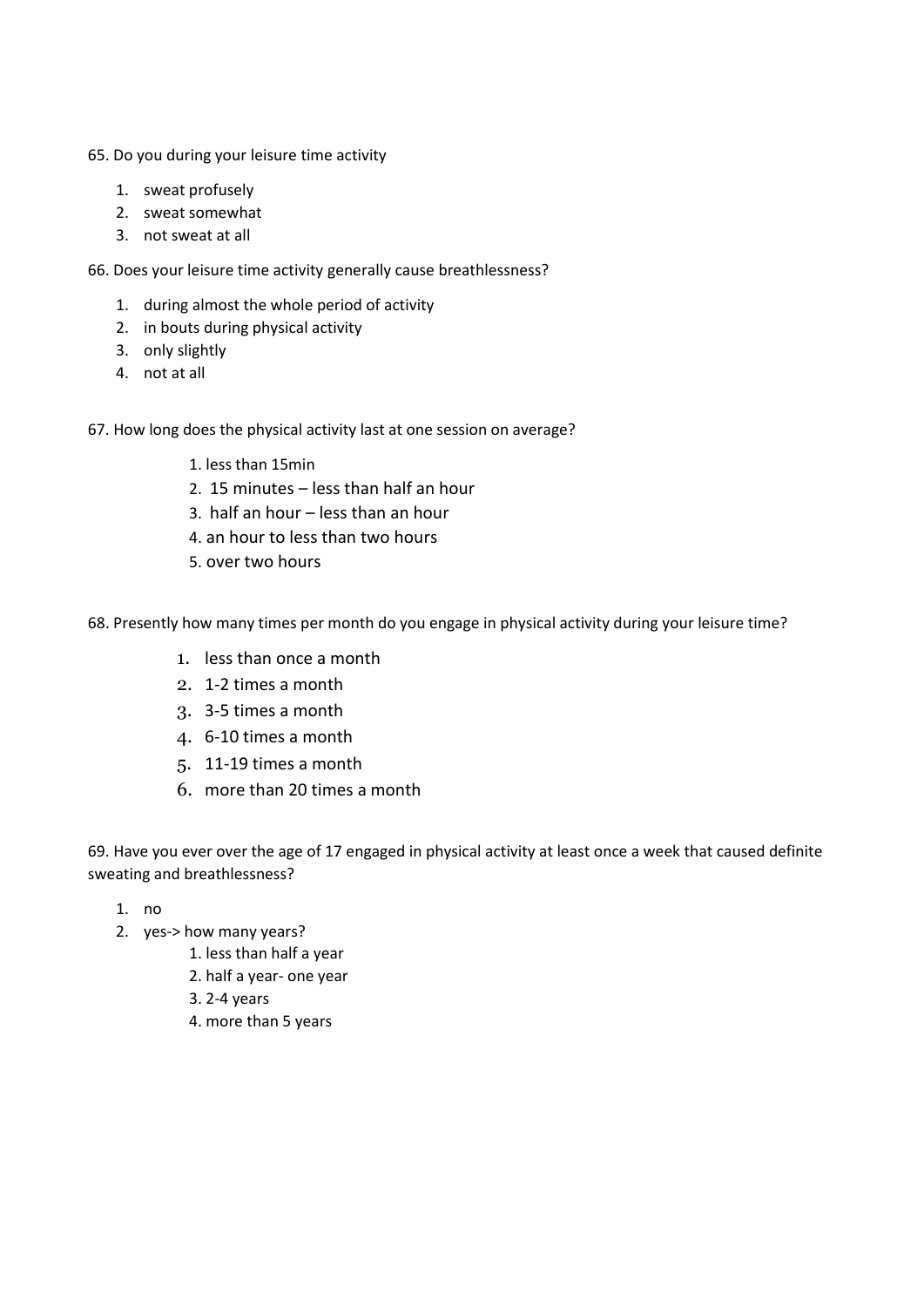65. Do you during your leisure time activity

1. sweat profusely
2. sweat somewhat
3. not sweat at all

66. Does your leisure time activity generally cause breathlessness?

1. during almost the whole period of activity
2. in bouts during physical activity
3. only slightly
4. not at all

67. How long does the physical activity last at one session on average?

1. less than 15min
2. 15 minutes – less than half an hour
3. half an hour – less than an hour
4. an hour to less than two hours
5. over two hours

68. Presently how many times per month do you engage in physical activity during your leisure time?

1. less than once a month
2. 1-2 times a month
3. 3-5 times a month
4. 6-10 times a month
5. 11-19 times a month
6. more than 20 times a month

69. Have you ever over the age of 17 engaged in physical activity at least once a week that caused definite sweating and breathlessness?

1. no
2. yes-> how many years?
   1. less than half a year
   2. half a year- one year
   3. 2-4 years
   4. more than 5 years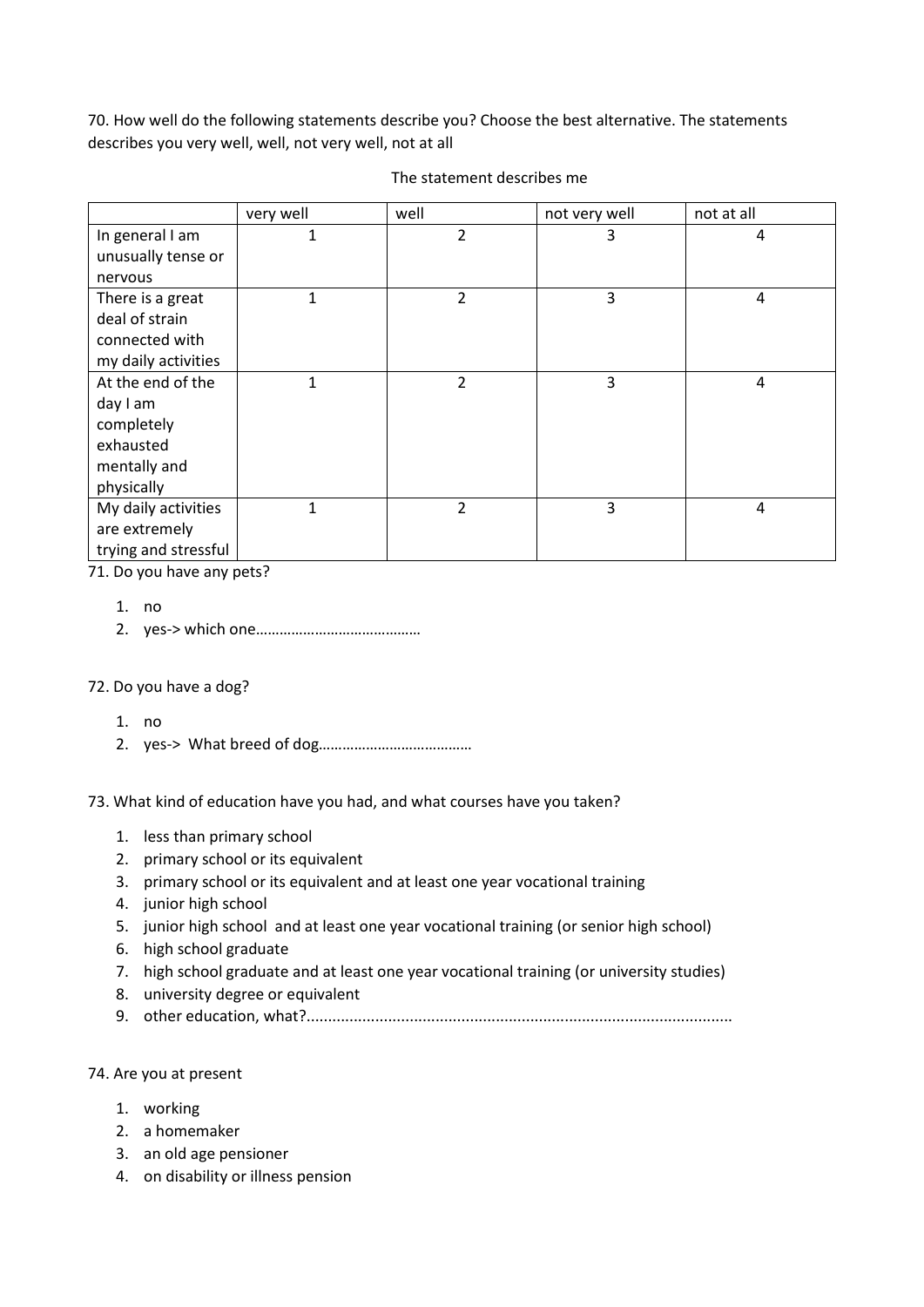70. How well do the following statements describe you? Choose the best alternative. The statements describes you very well, well, not very well, not at all

The statement describes me

| | very well | well | not very well | not at all |
|---|---|---|---|---|
| In general I am unusually tense or nervous | 1 | 2 | 3 | 4 |
| There is a great deal of strain connected with my daily activities | 1 | 2 | 3 | 4 |
| At the end of the day I am completely exhausted mentally and physically | 1 | 2 | 3 | 4 |
| My daily activities are extremely trying and stressful | 1 | 2 | 3 | 4 |

71. Do you have any pets?

1. no
2. yes-> which one……………………………………

72. Do you have a dog?

1. no
2. yes-> What breed of dog…………………………………

73. What kind of education have you had, and what courses have you taken?

1. less than primary school
2. primary school or its equivalent
3. primary school or its equivalent and at least one year vocational training
4. junior high school
5. junior high school and at least one year vocational training (or senior high school)
6. high school graduate
7. high school graduate and at least one year vocational training (or university studies)
8. university degree or equivalent
9. other education, what?..................................................................................................

74. Are you at present

1. working
2. a homemaker
3. an old age pensioner
4. on disability or illness pension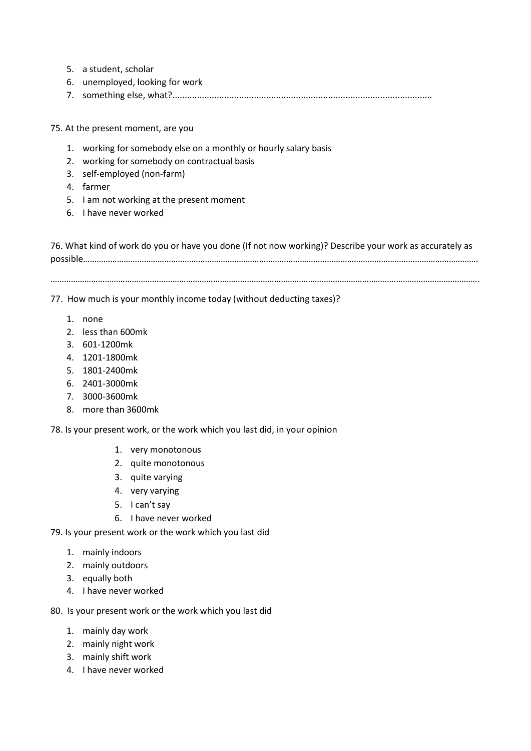5. a student, scholar
6. unemployed, looking for work
7. something else, what?.........................................................................................................

75. At the present moment, are you

1. working for somebody else on a monthly or hourly salary basis
2. working for somebody on contractual basis
3. self-employed (non-farm)
4. farmer
5. I am not working at the present moment
6. I have never worked

76. What kind of work do you or have you done (If not now working)? Describe your work as accurately as possible……………………………………………………………………………………………………………………………………………………….

……………………………………………………………………………………………………………………………………………………………………….

77. How much is your monthly income today (without deducting taxes)?

1. none
2. less than 600mk
3. 601-1200mk
4. 1201-1800mk
5. 1801-2400mk
6. 2401-3000mk
7. 3000-3600mk
8. more than 3600mk

78. Is your present work, or the work which you last did, in your opinion

1. very monotonous
2. quite monotonous
3. quite varying
4. very varying
5. I can't say
6. I have never worked

79. Is your present work or the work which you last did

1. mainly indoors
2. mainly outdoors
3. equally both
4. I have never worked

80. Is your present work or the work which you last did

1. mainly day work
2. mainly night work
3. mainly shift work
4. I have never worked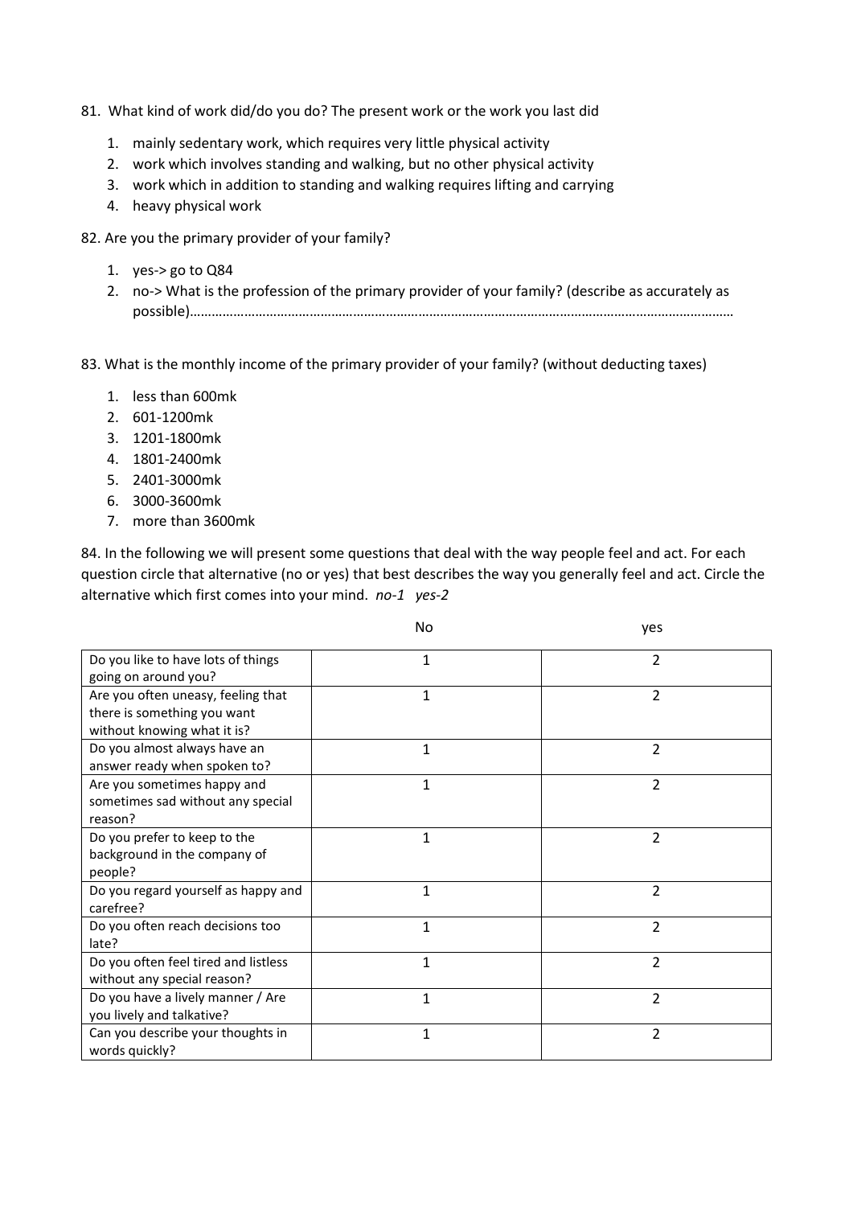81. What kind of work did/do you do? The present work or the work you last did

    1. mainly sedentary work, which requires very little physical activity
    2. work which involves standing and walking, but no other physical activity
    3. work which in addition to standing and walking requires lifting and carrying
    4. heavy physical work

82. Are you the primary provider of your family?

    1. yes-> go to Q84
    2. no-> What is the profession of the primary provider of your family? (describe as accurately as possible)……………………………………………………………………………………………………………………………………

83. What is the monthly income of the primary provider of your family? (without deducting taxes)

    1. less than 600mk
    2. 601-1200mk
    3. 1201-1800mk
    4. 1801-2400mk
    5. 2401-3000mk
    6. 3000-3600mk
    7. more than 3600mk

84. In the following we will present some questions that deal with the way people feel and act. For each question circle that alternative (no or yes) that best describes the way you generally feel and act. Circle the alternative which first comes into your mind. *no-1 yes-2*

| | No | yes |
|---|---|---|
| Do you like to have lots of things going on around you? | 1 | 2 |
| Are you often uneasy, feeling that there is something you want without knowing what it is? | 1 | 2 |
| Do you almost always have an answer ready when spoken to? | 1 | 2 |
| Are you sometimes happy and sometimes sad without any special reason? | 1 | 2 |
| Do you prefer to keep to the background in the company of people? | 1 | 2 |
| Do you regard yourself as happy and carefree? | 1 | 2 |
| Do you often reach decisions too late? | 1 | 2 |
| Do you often feel tired and listless without any special reason? | 1 | 2 |
| Do you have a lively manner / Are you lively and talkative? | 1 | 2 |
| Can you describe your thoughts in words quickly? | 1 | 2 |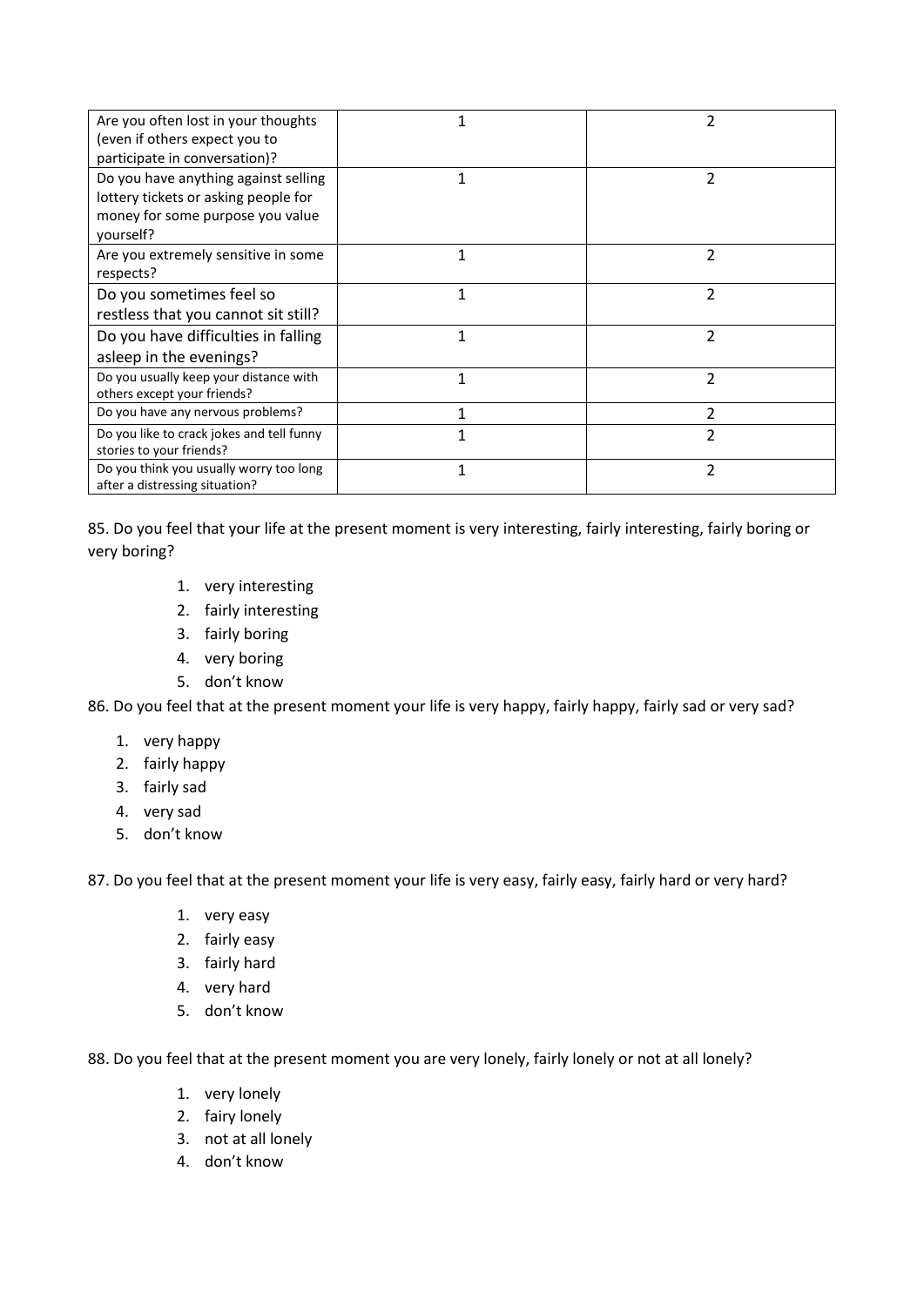| | | |
|---|---|---|
| Are you often lost in your thoughts (even if others expect you to participate in conversation)? | 1 | 2 |
| Do you have anything against selling lottery tickets or asking people for money for some purpose you value yourself? | 1 | 2 |
| Are you extremely sensitive in some respects? | 1 | 2 |
| Do you sometimes feel so restless that you cannot sit still? | 1 | 2 |
| Do you have difficulties in falling asleep in the evenings? | 1 | 2 |
| Do you usually keep your distance with others except your friends? | 1 | 2 |
| Do you have any nervous problems? | 1 | 2 |
| Do you like to crack jokes and tell funny stories to your friends? | 1 | 2 |
| Do you think you usually worry too long after a distressing situation? | 1 | 2 |

85. Do you feel that your life at the present moment is very interesting, fairly interesting, fairly boring or very boring?

1. very interesting
2. fairly interesting
3. fairly boring
4. very boring
5. don't know

86. Do you feel that at the present moment your life is very happy, fairly happy, fairly sad or very sad?

1. very happy
2. fairly happy
3. fairly sad
4. very sad
5. don't know

87. Do you feel that at the present moment your life is very easy, fairly easy, fairly hard or very hard?

1. very easy
2. fairly easy
3. fairly hard
4. very hard
5. don't know

88. Do you feel that at the present moment you are very lonely, fairly lonely or not at all lonely?

1. very lonely
2. fairy lonely
3. not at all lonely
4. don't know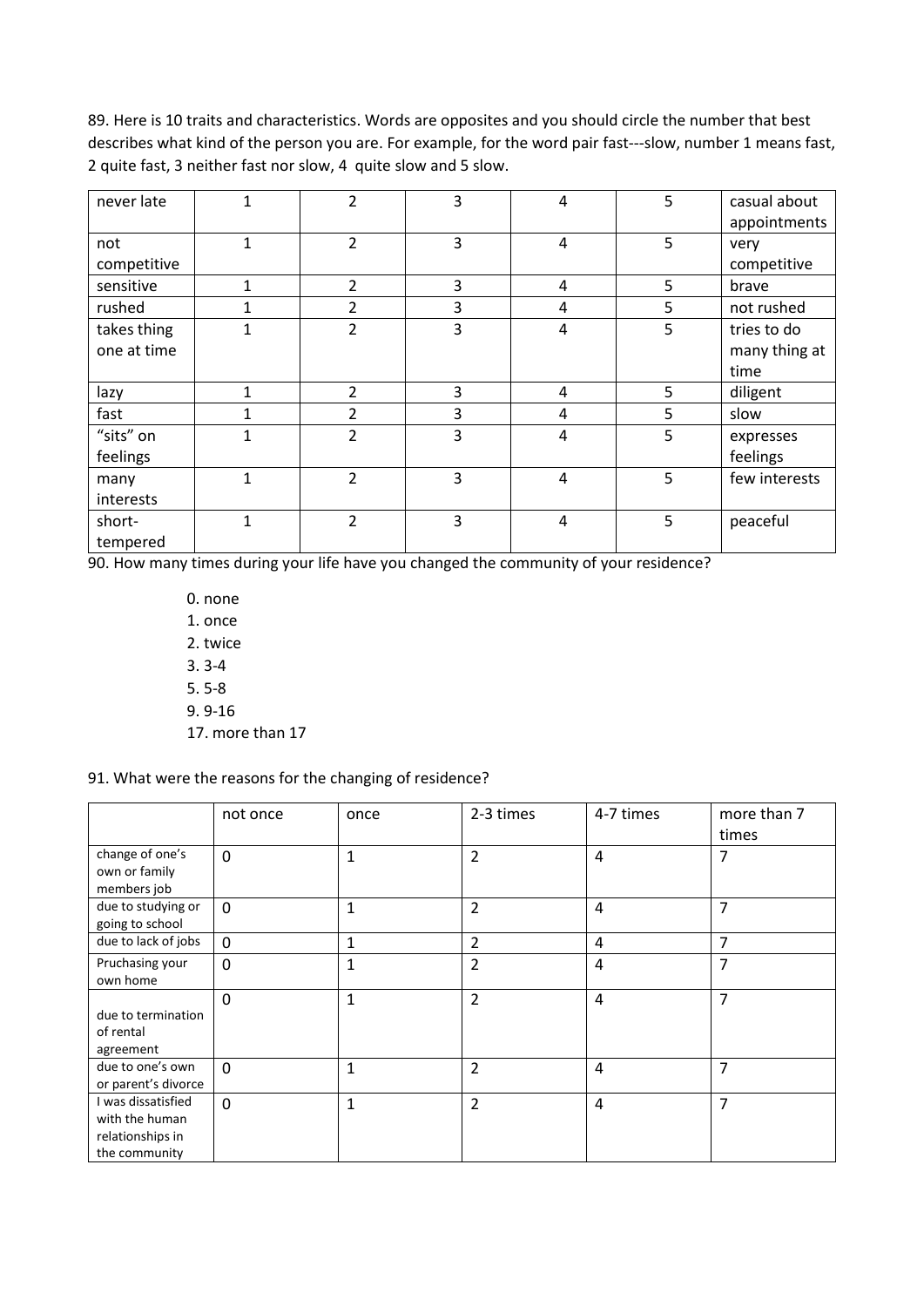89. Here is 10 traits and characteristics. Words are opposites and you should circle the number that best describes what kind of the person you are. For example, for the word pair fast---slow, number 1 means fast, 2 quite fast, 3 neither fast nor slow, 4 quite slow and 5 slow.

| | | | | | | |
|---|---|---|---|---|---|---|
| never late | 1 | 2 | 3 | 4 | 5 | casual about appointments |
| not competitive | 1 | 2 | 3 | 4 | 5 | very competitive |
| sensitive | 1 | 2 | 3 | 4 | 5 | brave |
| rushed | 1 | 2 | 3 | 4 | 5 | not rushed |
| takes thing one at time | 1 | 2 | 3 | 4 | 5 | tries to do many thing at time |
| lazy | 1 | 2 | 3 | 4 | 5 | diligent |
| fast | 1 | 2 | 3 | 4 | 5 | slow |
| "sits" on feelings | 1 | 2 | 3 | 4 | 5 | expresses feelings |
| many interests | 1 | 2 | 3 | 4 | 5 | few interests |
| short-tempered | 1 | 2 | 3 | 4 | 5 | peaceful |

90. How many times during your life have you changed the community of your residence?

0. none
1. once
2. twice
3. 3-4
5. 5-8
9. 9-16
17. more than 17

91. What were the reasons for the changing of residence?

| | not once | once | 2-3 times | 4-7 times | more than 7 times |
|---|---|---|---|---|---|
| change of one's own or family members job | 0 | 1 | 2 | 4 | 7 |
| due to studying or going to school | 0 | 1 | 2 | 4 | 7 |
| due to lack of jobs | 0 | 1 | 2 | 4 | 7 |
| Pruchasing your own home | 0 | 1 | 2 | 4 | 7 |
| due to termination of rental agreement | 0 | 1 | 2 | 4 | 7 |
| due to one's own or parent's divorce | 0 | 1 | 2 | 4 | 7 |
| I was dissatisfied with the human relationships in the community | 0 | 1 | 2 | 4 | 7 |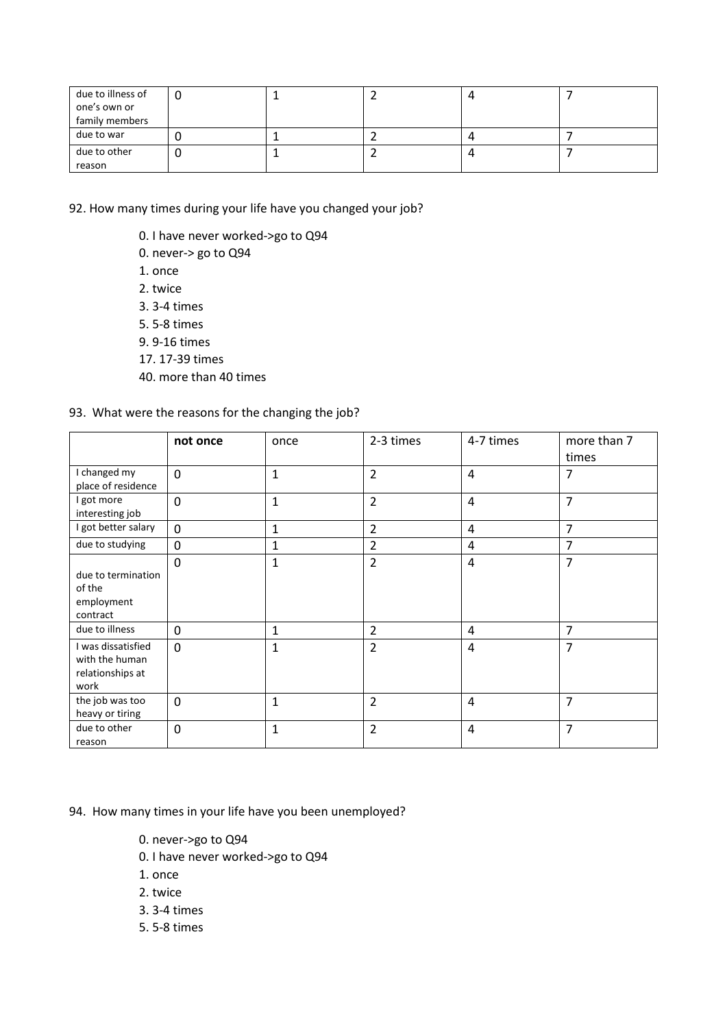| | | | | | |
|---|---|---|---|---|---|
| due to illness of one's own or family members | 0 | 1 | 2 | 4 | 7 |
| due to war | 0 | 1 | 2 | 4 | 7 |
| due to other reason | 0 | 1 | 2 | 4 | 7 |

92. How many times during your life have you changed your job?

0. I have never worked->go to Q94
0. never-> go to Q94
1. once
2. twice
3. 3-4 times
5. 5-8 times
9. 9-16 times
17. 17-39 times
40. more than 40 times

93. What were the reasons for the changing the job?

| | **not once** | once | 2-3 times | 4-7 times | more than 7 times |
|---|---|---|---|---|---|
| I changed my place of residence | 0 | 1 | 2 | 4 | 7 |
| I got more interesting job | 0 | 1 | 2 | 4 | 7 |
| I got better salary | 0 | 1 | 2 | 4 | 7 |
| due to studying | 0 | 1 | 2 | 4 | 7 |
| due to termination of the employment contract | 0 | 1 | 2 | 4 | 7 |
| due to illness | 0 | 1 | 2 | 4 | 7 |
| I was dissatisfied with the human relationships at work | 0 | 1 | 2 | 4 | 7 |
| the job was too heavy or tiring | 0 | 1 | 2 | 4 | 7 |
| due to other reason | 0 | 1 | 2 | 4 | 7 |

94. How many times in your life have you been unemployed?

0. never->go to Q94
0. I have never worked->go to Q94
1. once
2. twice
3. 3-4 times
5. 5-8 times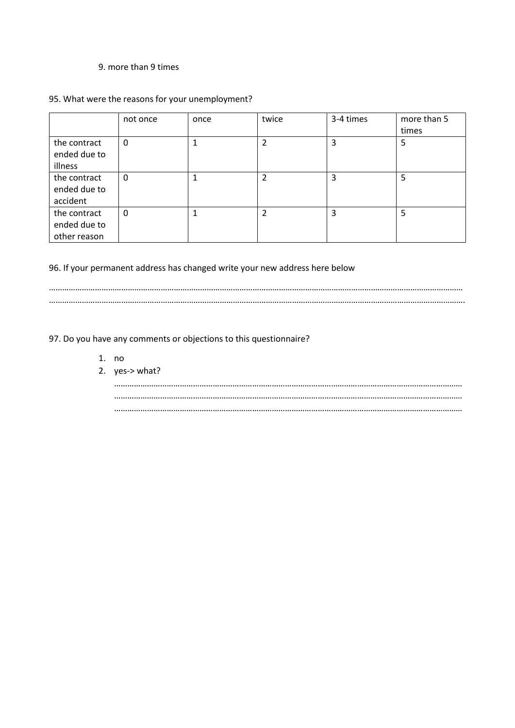9. more than 9 times

95. What were the reasons for your unemployment?

| | not once | once | twice | 3-4 times | more than 5 times |
|---|---|---|---|---|---|
| the contract ended due to illness | 0 | 1 | 2 | 3 | 5 |
| the contract ended due to accident | 0 | 1 | 2 | 3 | 5 |
| the contract ended due to other reason | 0 | 1 | 2 | 3 | 5 |

96. If your permanent address has changed write your new address here below

……………………………………………………………………………………………………………………………………………………………………
……………………………………………………………………………………………………………………………………………………………………

97. Do you have any comments or objections to this questionnaire?

1. no
2. yes-> what?
   ………………………………………………………………………………………………………………………………………………
   ………………………………………………………………………………………………………………………………………………
   ………………………………………………………………………………………………………………………………………………